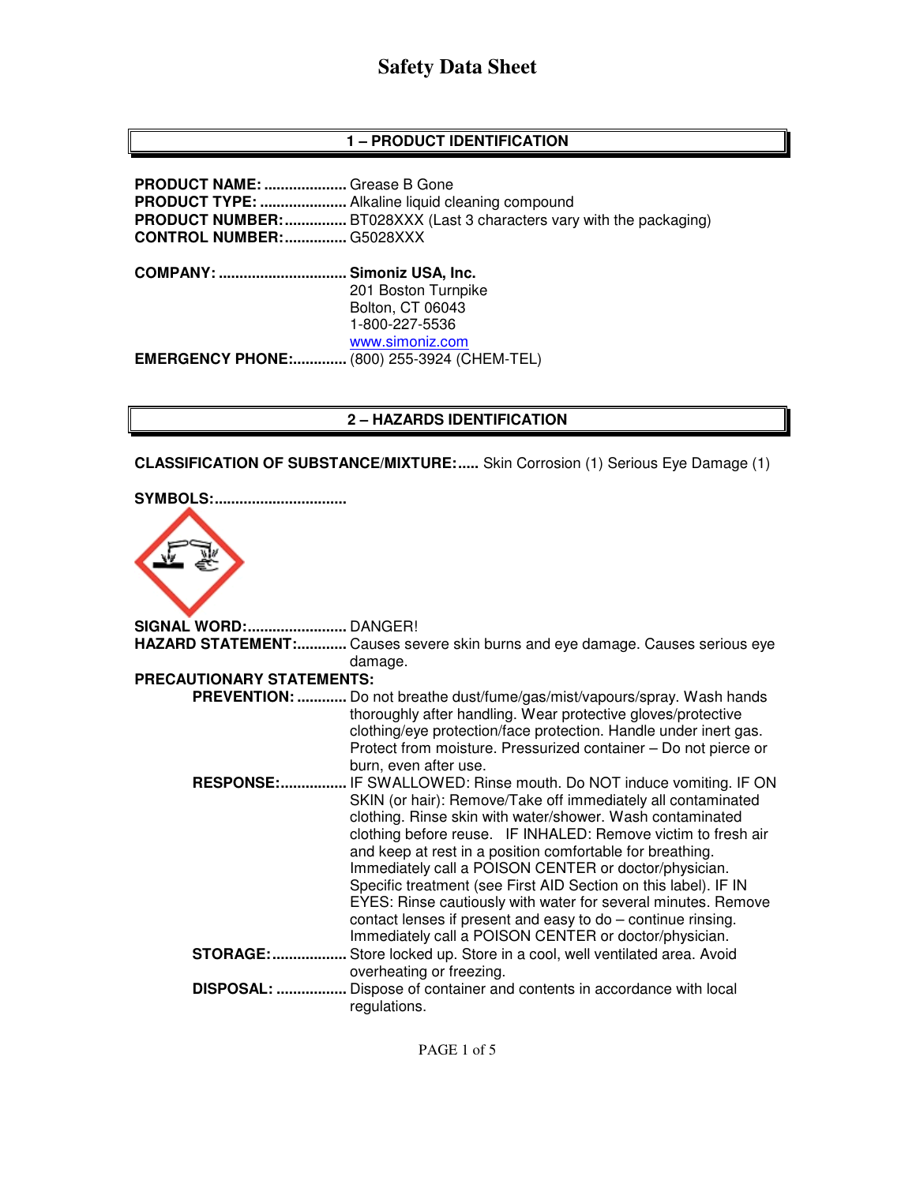# Safety Data Sheet

## 1 – PRODUCT IDENTIFICATION

**PRODUCT NAME:** .................... Grease B Gone
**PRODUCT TYPE:** ..................... Alkaline liquid cleaning compound
**PRODUCT NUMBER:** ............... BT028XXX (Last 3 characters vary with the packaging)
**CONTROL NUMBER:** ............... G5028XXX

**COMPANY:** ............................... **Simoniz USA, Inc.**
201 Boston Turnpike
Bolton, CT 06043
1-800-227-5536
www.simoniz.com

**EMERGENCY PHONE:** ............. (800) 255-3924 (CHEM-TEL)

## 2 – HAZARDS IDENTIFICATION

**CLASSIFICATION OF SUBSTANCE/MIXTURE:**..... Skin Corrosion (1) Serious Eye Damage (1)

**SYMBOLS:** ..............................

**SIGNAL WORD:** ........................ DANGER!

**HAZARD STATEMENT:** ............ Causes severe skin burns and eye damage. Causes serious eye damage.

**PRECAUTIONARY STATEMENTS:**

**PREVENTION:** ............ Do not breathe dust/fume/gas/mist/vapours/spray. Wash hands thoroughly after handling. Wear protective gloves/protective clothing/eye protection/face protection. Handle under inert gas. Protect from moisture. Pressurized container – Do not pierce or burn, even after use.

**RESPONSE:** ................ IF SWALLOWED: Rinse mouth. Do NOT induce vomiting. IF ON SKIN (or hair): Remove/Take off immediately all contaminated clothing. Rinse skin with water/shower. Wash contaminated clothing before reuse. IF INHALED: Remove victim to fresh air and keep at rest in a position comfortable for breathing. Immediately call a POISON CENTER or doctor/physician. Specific treatment (see First AID Section on this label). IF IN EYES: Rinse cautiously with water for several minutes. Remove contact lenses if present and easy to do – continue rinsing. Immediately call a POISON CENTER or doctor/physician.

**STORAGE:** .................. Store locked up. Store in a cool, well ventilated area. Avoid overheating or freezing.

**DISPOSAL:** ................. Dispose of container and contents in accordance with local regulations.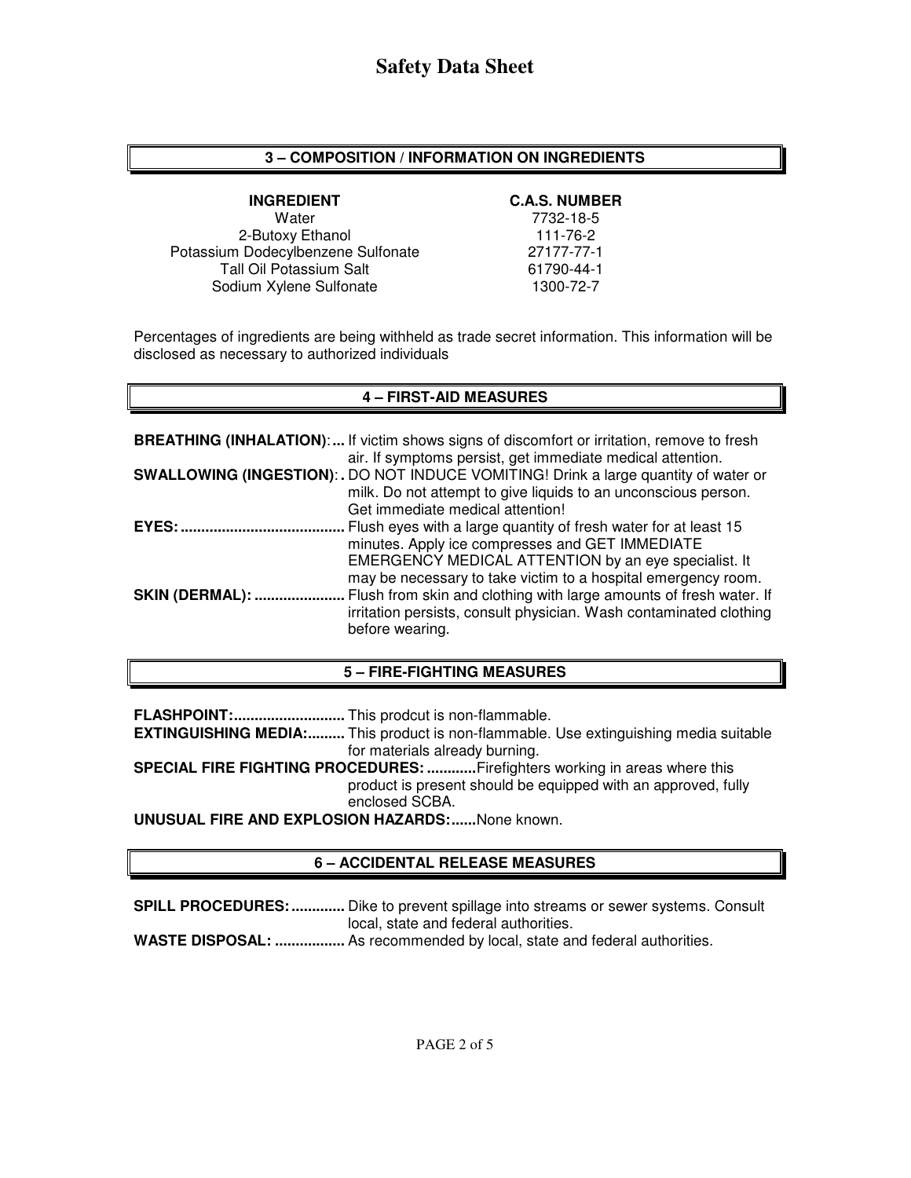# Safety Data Sheet

## 3 – COMPOSITION / INFORMATION ON INGREDIENTS

| INGREDIENT | C.A.S. NUMBER |
|---|---|
| Water | 7732-18-5 |
| 2-Butoxy Ethanol | 111-76-2 |
| Potassium Dodecylbenzene Sulfonate | 27177-77-1 |
| Tall Oil Potassium Salt | 61790-44-1 |
| Sodium Xylene Sulfonate | 1300-72-7 |

Percentages of ingredients are being withheld as trade secret information. This information will be disclosed as necessary to authorized individuals

## 4 – FIRST-AID MEASURES

**BREATHING (INHALATION):...** If victim shows signs of discomfort or irritation, remove to fresh air. If symptoms persist, get immediate medical attention.

**SWALLOWING (INGESTION):.** DO NOT INDUCE VOMITING! Drink a large quantity of water or milk. Do not attempt to give liquids to an unconscious person. Get immediate medical attention!

**EYES:........................................** Flush eyes with a large quantity of fresh water for at least 15 minutes. Apply ice compresses and GET IMMEDIATE EMERGENCY MEDICAL ATTENTION by an eye specialist. It may be necessary to take victim to a hospital emergency room.

**SKIN (DERMAL): ......................** Flush from skin and clothing with large amounts of fresh water. If irritation persists, consult physician. Wash contaminated clothing before wearing.

## 5 – FIRE-FIGHTING MEASURES

**FLASHPOINT:...........................** This prodcut is non-flammable.

**EXTINGUISHING MEDIA:.........** This product is non-flammable. Use extinguishing media suitable for materials already burning.

**SPECIAL FIRE FIGHTING PROCEDURES: ............**Firefighters working in areas where this product is present should be equipped with an approved, fully enclosed SCBA.

**UNUSUAL FIRE AND EXPLOSION HAZARDS:......**None known.

## 6 – ACCIDENTAL RELEASE MEASURES

**SPILL PROCEDURES: .............** Dike to prevent spillage into streams or sewer systems. Consult local, state and federal authorities.

**WASTE DISPOSAL: .................** As recommended by local, state and federal authorities.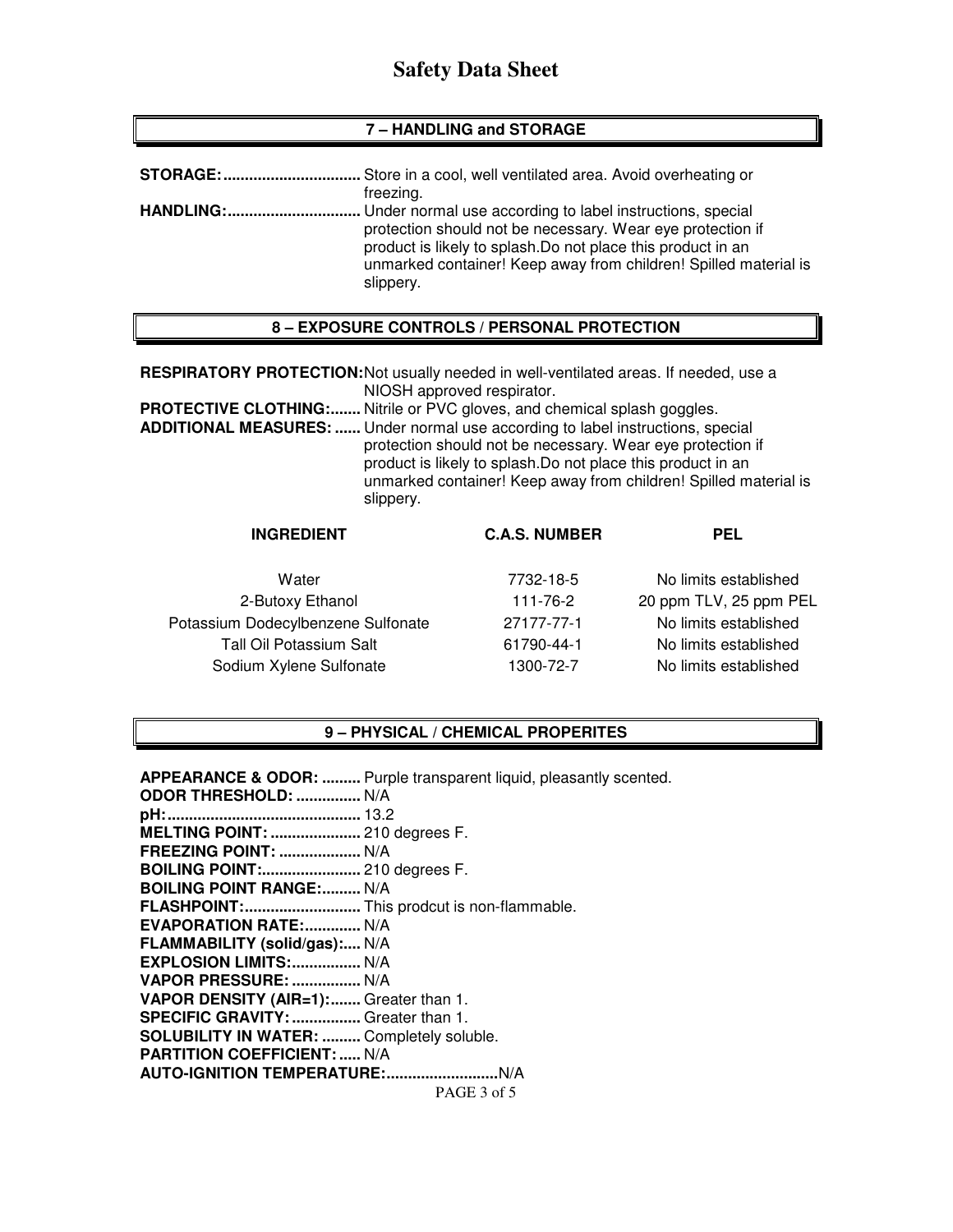# Safety Data Sheet

## 7 – HANDLING and STORAGE

**STORAGE:**................................ Store in a cool, well ventilated area. Avoid overheating or freezing.

**HANDLING:**............................... Under normal use according to label instructions, special protection should not be necessary. Wear eye protection if product is likely to splash.Do not place this product in an unmarked container! Keep away from children! Spilled material is slippery.

## 8 – EXPOSURE CONTROLS / PERSONAL PROTECTION

**RESPIRATORY PROTECTION:** Not usually needed in well-ventilated areas. If needed, use a NIOSH approved respirator.

**PROTECTIVE CLOTHING:**....... Nitrile or PVC gloves, and chemical splash goggles.

**ADDITIONAL MEASURES:** ...... Under normal use according to label instructions, special protection should not be necessary. Wear eye protection if product is likely to splash.Do not place this product in an unmarked container! Keep away from children! Spilled material is slippery.

| INGREDIENT | C.A.S. NUMBER | PEL |
|---|---|---|
| Water | 7732-18-5 | No limits established |
| 2-Butoxy Ethanol | 111-76-2 | 20 ppm TLV, 25 ppm PEL |
| Potassium Dodecylbenzene Sulfonate | 27177-77-1 | No limits established |
| Tall Oil Potassium Salt | 61790-44-1 | No limits established |
| Sodium Xylene Sulfonate | 1300-72-7 | No limits established |

## 9 – PHYSICAL / CHEMICAL PROPERITES

**APPEARANCE & ODOR:** ......... Purple transparent liquid, pleasantly scented.
**ODOR THRESHOLD:** ............... N/A
**pH:**............................................ 13.2
**MELTING POINT:** ..................... 210 degrees F.
**FREEZING POINT:** ................... N/A
**BOILING POINT:**....................... 210 degrees F.
**BOILING POINT RANGE:**......... N/A
**FLASHPOINT:**........................... This prodcut is non-flammable.
**EVAPORATION RATE:**............. N/A
**FLAMMABILITY (solid/gas):**.... N/A
**EXPLOSION LIMITS:**................ N/A
**VAPOR PRESSURE:** ................ N/A
**VAPOR DENSITY (AIR=1):**....... Greater than 1.
**SPECIFIC GRAVITY:**................ Greater than 1.
**SOLUBILITY IN WATER:** ......... Completely soluble.
**PARTITION COEFFICIENT:**..... N/A
**AUTO-IGNITION TEMPERATURE:**..........................N/A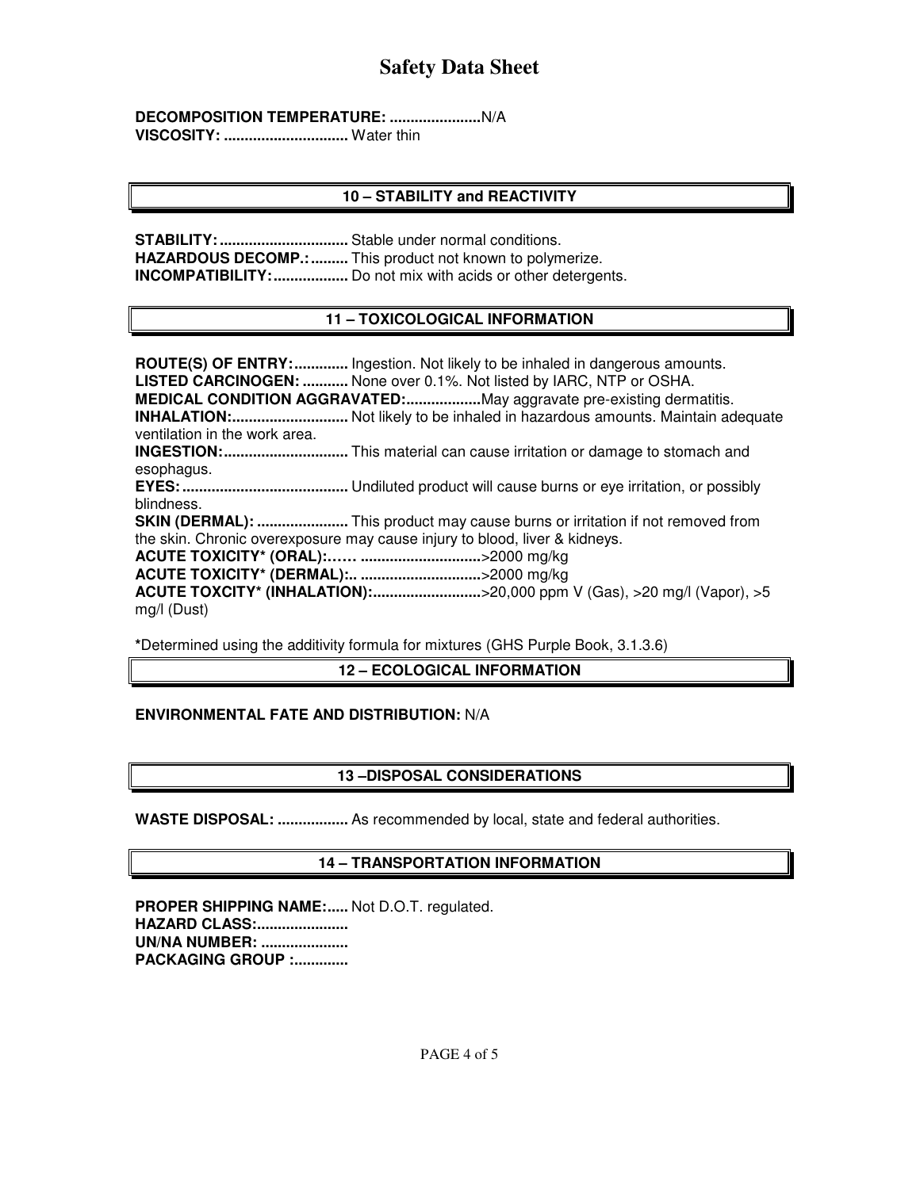**DECOMPOSITION TEMPERATURE: ......................**N/A
**VISCOSITY: ..............................** Water thin

## 10 – STABILITY and REACTIVITY

**STABILITY: ...............................** Stable under normal conditions.
**HAZARDOUS DECOMP.: .........** This product not known to polymerize.
**INCOMPATIBILITY: ..................** Do not mix with acids or other detergents.

## 11 – TOXICOLOGICAL INFORMATION

**ROUTE(S) OF ENTRY: .............** Ingestion. Not likely to be inhaled in dangerous amounts.
**LISTED CARCINOGEN: ...........** None over 0.1%. Not listed by IARC, NTP or OSHA.
**MEDICAL CONDITION AGGRAVATED:..................**May aggravate pre-existing dermatitis.
**INHALATION:............................** Not likely to be inhaled in hazardous amounts. Maintain adequate ventilation in the work area.
**INGESTION:..............................** This material can cause irritation or damage to stomach and esophagus.
**EYES: ........................................** Undiluted product will cause burns or eye irritation, or possibly blindness.
**SKIN (DERMAL): ......................** This product may cause burns or irritation if not removed from the skin. Chronic overexposure may cause injury to blood, liver & kidneys.
**ACUTE TOXICITY* (ORAL):…… ............................**>2000 mg/kg
**ACUTE TOXICITY* (DERMAL):.. ............................**>2000 mg/kg
**ACUTE TOXCITY* (INHALATION):..........................**>20,000 ppm V (Gas), >20 mg/l (Vapor), >5 mg/l (Dust)

***Determined using the additivity formula for mixtures (GHS Purple Book, 3.1.3.6)

## 12 – ECOLOGICAL INFORMATION

**ENVIRONMENTAL FATE AND DISTRIBUTION:** N/A

## 13 –DISPOSAL CONSIDERATIONS

**WASTE DISPOSAL: .................** As recommended by local, state and federal authorities.

## 14 – TRANSPORTATION INFORMATION

**PROPER SHIPPING NAME:.....** Not D.O.T. regulated.
**HAZARD CLASS:......................**
**UN/NA NUMBER: .....................**
**PACKAGING GROUP :.............**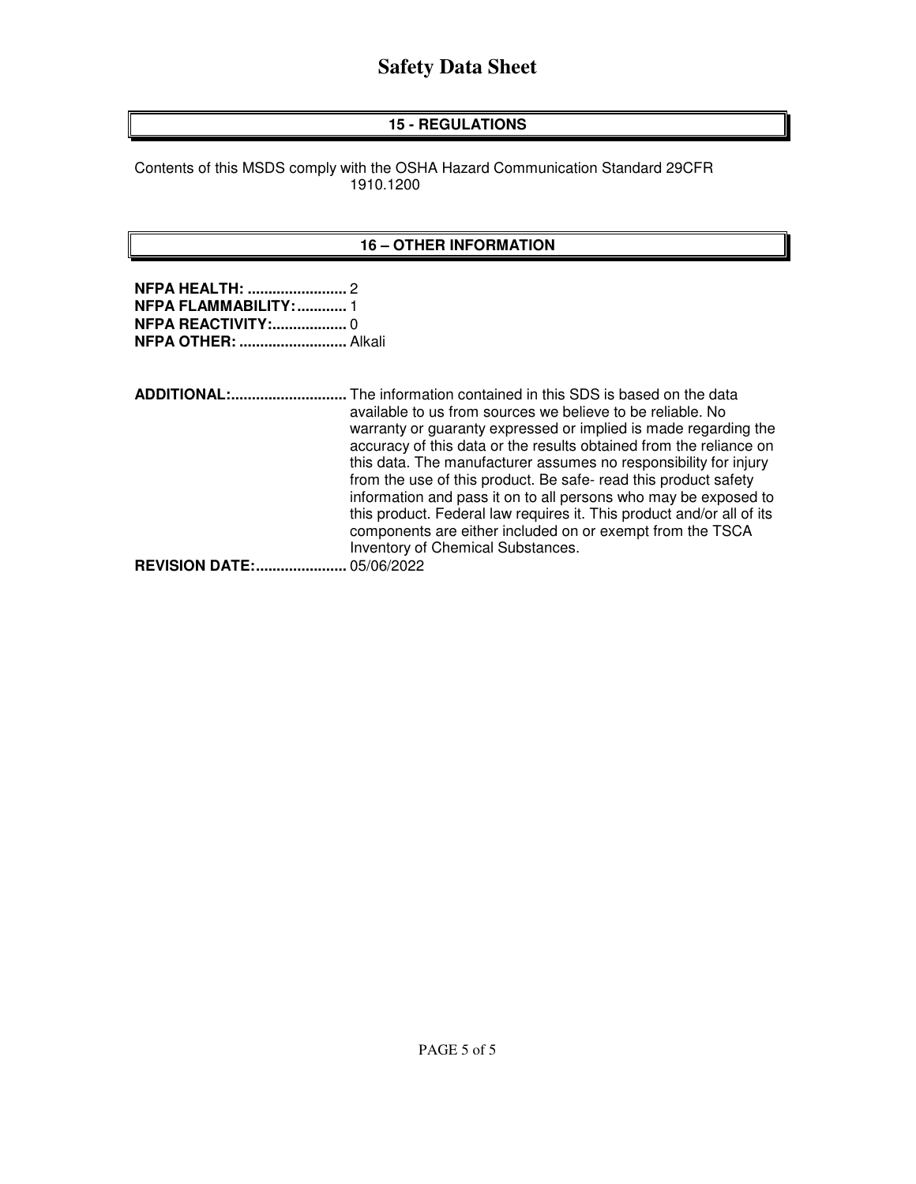## 15 - REGULATIONS

Contents of this MSDS comply with the OSHA Hazard Communication Standard 29CFR 1910.1200

## 16 – OTHER INFORMATION

**NFPA HEALTH: ........................** 2
**NFPA FLAMMABILITY: ............** 1
**NFPA REACTIVITY:..................** 0
**NFPA OTHER: ..........................** Alkali

**ADDITIONAL:............................** The information contained in this SDS is based on the data available to us from sources we believe to be reliable. No warranty or guaranty expressed or implied is made regarding the accuracy of this data or the results obtained from the reliance on this data. The manufacturer assumes no responsibility for injury from the use of this product. Be safe- read this product safety information and pass it on to all persons who may be exposed to this product. Federal law requires it. This product and/or all of its components are either included on or exempt from the TSCA Inventory of Chemical Substances.

**REVISION DATE:......................** 05/06/2022